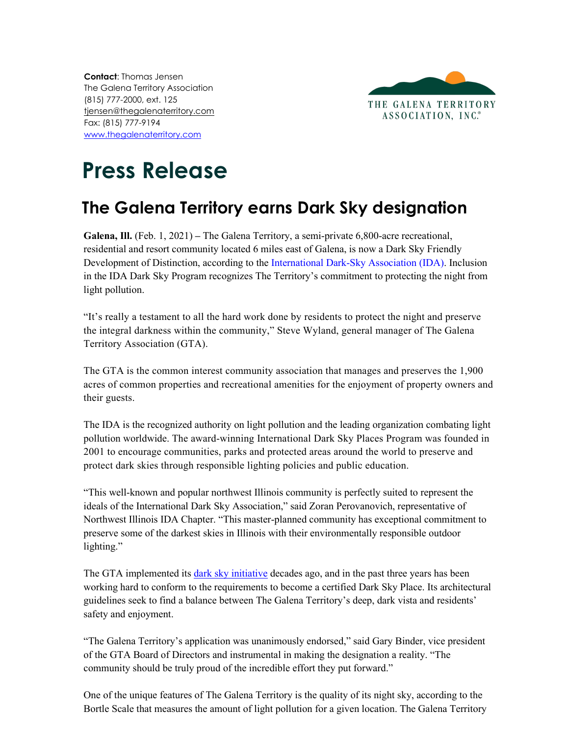**Contact**: Thomas Jensen
The Galena Territory Association
(815) 777-2000, ext. 125
tjensen@thegalenaterritory.com
Fax: (815) 777-9194
www.thegalenaterritory.com

THE GALENA TERRITORY ASSOCIATION, INC.®

# Press Release

## The Galena Territory earns Dark Sky designation

**Galena, Ill.** (Feb. 1, 2021) **–** The Galena Territory, a semi-private 6,800-acre recreational, residential and resort community located 6 miles east of Galena, is now a Dark Sky Friendly Development of Distinction, according to the International Dark-Sky Association (IDA). Inclusion in the IDA Dark Sky Program recognizes The Territory's commitment to protecting the night from light pollution.

"It's really a testament to all the hard work done by residents to protect the night and preserve the integral darkness within the community," Steve Wyland, general manager of The Galena Territory Association (GTA).

The GTA is the common interest community association that manages and preserves the 1,900 acres of common properties and recreational amenities for the enjoyment of property owners and their guests.

The IDA is the recognized authority on light pollution and the leading organization combating light pollution worldwide. The award-winning International Dark Sky Places Program was founded in 2001 to encourage communities, parks and protected areas around the world to preserve and protect dark skies through responsible lighting policies and public education.

"This well-known and popular northwest Illinois community is perfectly suited to represent the ideals of the International Dark Sky Association," said Zoran Perovanovich, representative of Northwest Illinois IDA Chapter. "This master-planned community has exceptional commitment to preserve some of the darkest skies in Illinois with their environmentally responsible outdoor lighting."

The GTA implemented its dark sky initiative decades ago, and in the past three years has been working hard to conform to the requirements to become a certified Dark Sky Place. Its architectural guidelines seek to find a balance between The Galena Territory's deep, dark vista and residents' safety and enjoyment.

"The Galena Territory's application was unanimously endorsed," said Gary Binder, vice president of the GTA Board of Directors and instrumental in making the designation a reality. "The community should be truly proud of the incredible effort they put forward."

One of the unique features of The Galena Territory is the quality of its night sky, according to the Bortle Scale that measures the amount of light pollution for a given location. The Galena Territory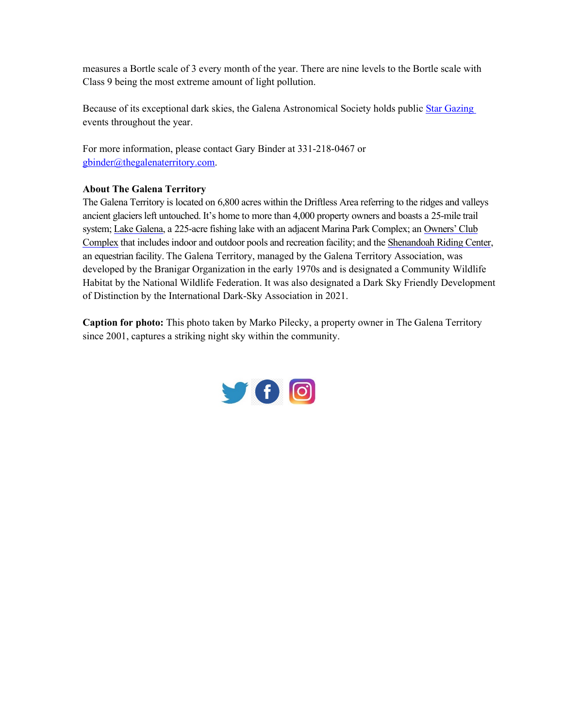measures a Bortle scale of 3 every month of the year. There are nine levels to the Bortle scale with Class 9 being the most extreme amount of light pollution.

Because of its exceptional dark skies, the Galena Astronomical Society holds public Star Gazing events throughout the year.

For more information, please contact Gary Binder at 331-218-0467 or gbinder@thegalenaterritory.com.

**About The Galena Territory**
The Galena Territory is located on 6,800 acres within the Driftless Area referring to the ridges and valleys ancient glaciers left untouched. It's home to more than 4,000 property owners and boasts a 25-mile trail system; Lake Galena, a 225-acre fishing lake with an adjacent Marina Park Complex; an Owners' Club Complex that includes indoor and outdoor pools and recreation facility; and the Shenandoah Riding Center, an equestrian facility. The Galena Territory, managed by the Galena Territory Association, was developed by the Branigar Organization in the early 1970s and is designated a Community Wildlife Habitat by the National Wildlife Federation. It was also designated a Dark Sky Friendly Development of Distinction by the International Dark-Sky Association in 2021.

**Caption for photo:** This photo taken by Marko Pilecky, a property owner in The Galena Territory since 2001, captures a striking night sky within the community.